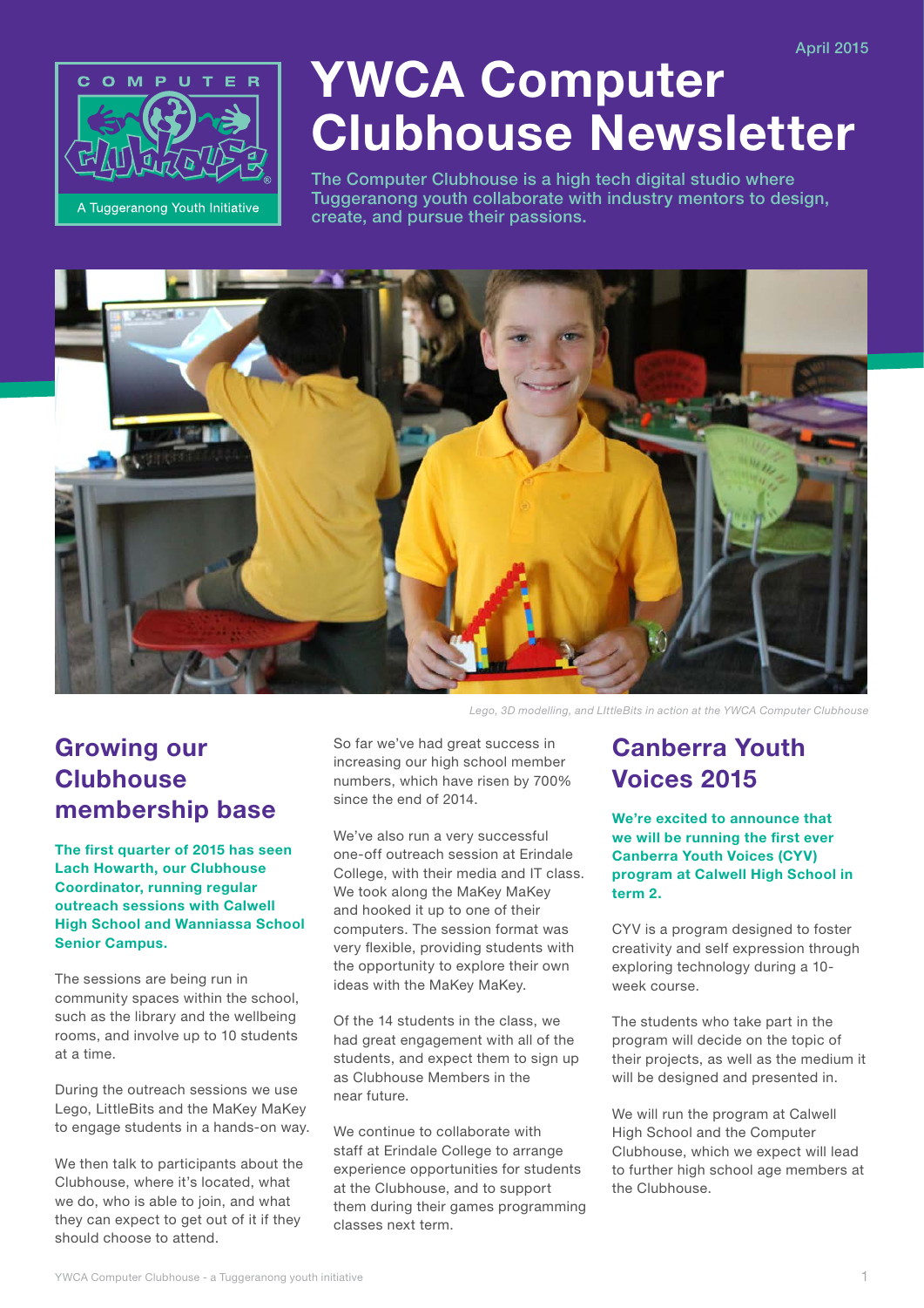April 2015

COMPUTER Clubhouse

A Tuggeranong Youth Initiative

# YWCA Computer Clubhouse Newsletter

The Computer Clubhouse is a high tech digital studio where Tuggeranong youth collaborate with industry mentors to design, create, and pursue their passions.

*Lego, 3D modelling, and LIttleBits in action at the YWCA Computer Clubhouse*

## Growing our Clubhouse membership base

**The first quarter of 2015 has seen Lach Howarth, our Clubhouse Coordinator, running regular outreach sessions with Calwell High School and Wanniassa School Senior Campus.**

The sessions are being run in community spaces within the school, such as the library and the wellbeing rooms, and involve up to 10 students at a time.

During the outreach sessions we use Lego, LittleBits and the MaKey MaKey to engage students in a hands-on way.

We then talk to participants about the Clubhouse, where it's located, what we do, who is able to join, and what they can expect to get out of it if they should choose to attend.

So far we've had great success in increasing our high school member numbers, which have risen by 700% since the end of 2014.

We've also run a very successful one-off outreach session at Erindale College, with their media and IT class. We took along the MaKey MaKey and hooked it up to one of their computers. The session format was very flexible, providing students with the opportunity to explore their own ideas with the MaKey MaKey.

Of the 14 students in the class, we had great engagement with all of the students, and expect them to sign up as Clubhouse Members in the near future.

We continue to collaborate with staff at Erindale College to arrange experience opportunities for students at the Clubhouse, and to support them during their games programming classes next term.

## Canberra Youth Voices 2015

**We're excited to announce that we will be running the first ever Canberra Youth Voices (CYV) program at Calwell High School in term 2.**

CYV is a program designed to foster creativity and self expression through exploring technology during a 10-week course.

The students who take part in the program will decide on the topic of their projects, as well as the medium it will be designed and presented in.

We will run the program at Calwell High School and the Computer Clubhouse, which we expect will lead to further high school age members at the Clubhouse.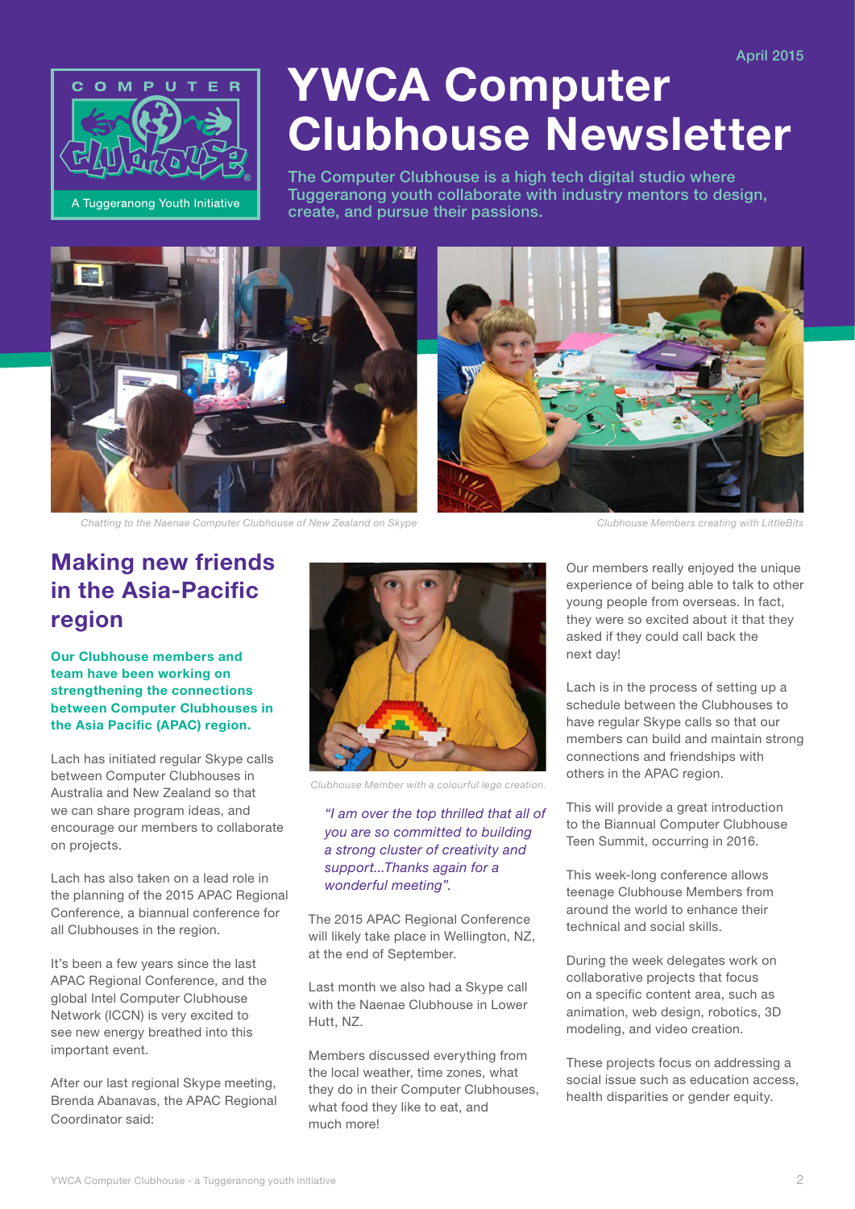April 2015

# YWCA Computer Clubhouse Newsletter

The Computer Clubhouse is a high tech digital studio where Tuggeranong youth collaborate with industry mentors to design, create, and pursue their passions.

Chatting to the Naenae Computer Clubhouse of New Zealand on Skype

Clubhouse Members creating with LittleBits

## Making new friends in the Asia-Pacific region

**Our Clubhouse members and team have been working on strengthening the connections between Computer Clubhouses in the Asia Pacific (APAC) region.**

Lach has initiated regular Skype calls between Computer Clubhouses in Australia and New Zealand so that we can share program ideas, and encourage our members to collaborate on projects.

Lach has also taken on a lead role in the planning of the 2015 APAC Regional Conference, a biannual conference for all Clubhouses in the region.

It's been a few years since the last APAC Regional Conference, and the global Intel Computer Clubhouse Network (ICCN) is very excited to see new energy breathed into this important event.

After our last regional Skype meeting, Brenda Abanavas, the APAC Regional Coordinator said:

Clubhouse Member with a colourful lego creation.

*"I am over the top thrilled that all of you are so committed to building a strong cluster of creativity and support...Thanks again for a wonderful meeting".*

The 2015 APAC Regional Conference will likely take place in Wellington, NZ, at the end of September.

Last month we also had a Skype call with the Naenae Clubhouse in Lower Hutt, NZ.

Members discussed everything from the local weather, time zones, what they do in their Computer Clubhouses, what food they like to eat, and much more!

Our members really enjoyed the unique experience of being able to talk to other young people from overseas. In fact, they were so excited about it that they asked if they could call back the next day!

Lach is in the process of setting up a schedule between the Clubhouses to have regular Skype calls so that our members can build and maintain strong connections and friendships with others in the APAC region.

This will provide a great introduction to the Biannual Computer Clubhouse Teen Summit, occurring in 2016.

This week-long conference allows teenage Clubhouse Members from around the world to enhance their technical and social skills.

During the week delegates work on collaborative projects that focus on a specific content area, such as animation, web design, robotics, 3D modeling, and video creation.

These projects focus on addressing a social issue such as education access, health disparities or gender equity.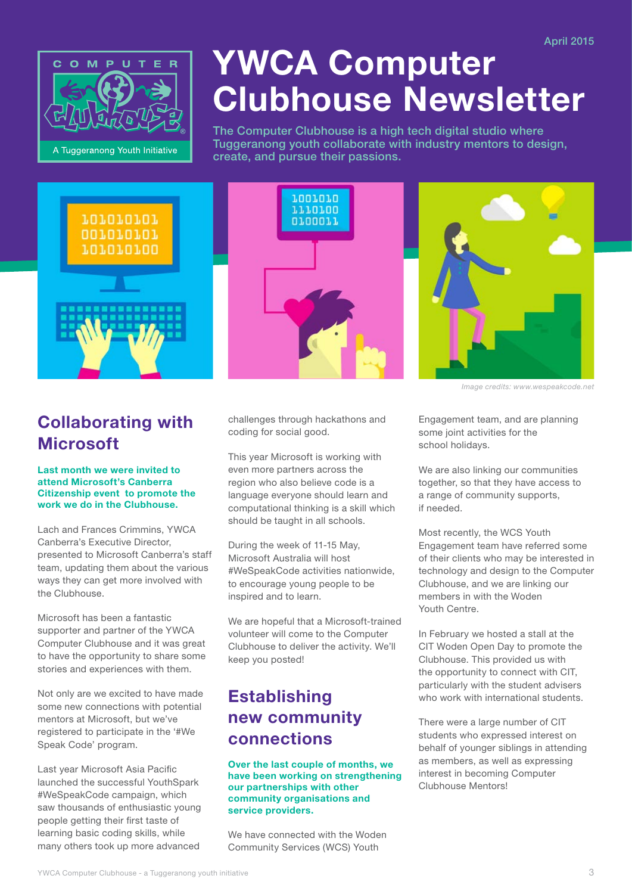April 2015

COMPUTER Clubhouse

A Tuggeranong Youth Initiative

# YWCA Computer Clubhouse Newsletter

The Computer Clubhouse is a high tech digital studio where Tuggeranong youth collaborate with industry mentors to design, create, and pursue their passions.

*Image credits: www.wespeakcode.net*

## Collaborating with Microsoft

**Last month we were invited to attend Microsoft's Canberra Citizenship event to promote the work we do in the Clubhouse.**

Lach and Frances Crimmins, YWCA Canberra's Executive Director, presented to Microsoft Canberra's staff team, updating them about the various ways they can get more involved with the Clubhouse.

Microsoft has been a fantastic supporter and partner of the YWCA Computer Clubhouse and it was great to have the opportunity to share some stories and experiences with them.

Not only are we excited to have made some new connections with potential mentors at Microsoft, but we've registered to participate in the '#We Speak Code' program.

Last year Microsoft Asia Pacific launched the successful YouthSpark #WeSpeakCode campaign, which saw thousands of enthusiastic young people getting their first taste of learning basic coding skills, while many others took up more advanced challenges through hackathons and coding for social good.

This year Microsoft is working with even more partners across the region who also believe code is a language everyone should learn and computational thinking is a skill which should be taught in all schools.

During the week of 11-15 May, Microsoft Australia will host #WeSpeakCode activities nationwide, to encourage young people to be inspired and to learn.

We are hopeful that a Microsoft-trained volunteer will come to the Computer Clubhouse to deliver the activity. We'll keep you posted!

## Establishing new community connections

**Over the last couple of months, we have been working on strengthening our partnerships with other community organisations and service providers.**

We have connected with the Woden Community Services (WCS) Youth Engagement team, and are planning some joint activities for the school holidays.

We are also linking our communities together, so that they have access to a range of community supports, if needed.

Most recently, the WCS Youth Engagement team have referred some of their clients who may be interested in technology and design to the Computer Clubhouse, and we are linking our members in with the Woden Youth Centre.

In February we hosted a stall at the CIT Woden Open Day to promote the Clubhouse. This provided us with the opportunity to connect with CIT, particularly with the student advisers who work with international students.

There were a large number of CIT students who expressed interest on behalf of younger siblings in attending as members, as well as expressing interest in becoming Computer Clubhouse Mentors!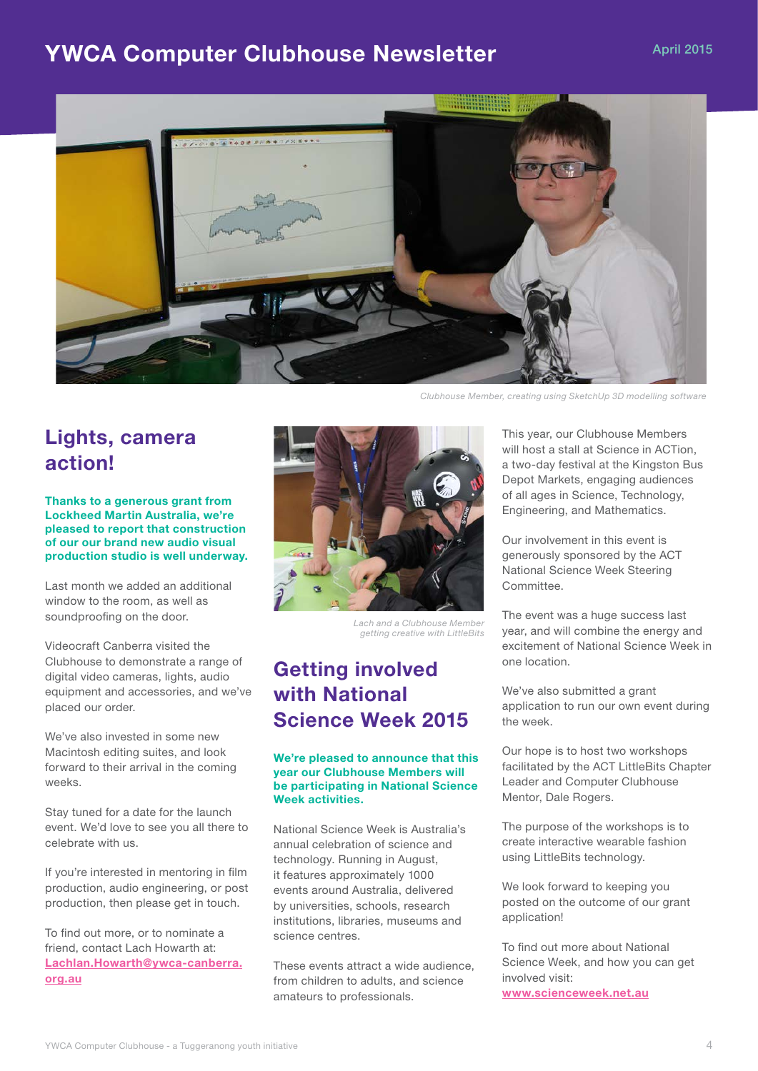# YWCA Computer Clubhouse Newsletter

April 2015

Clubhouse Member, creating using SketchUp 3D modelling software

## Lights, camera action!

**Thanks to a generous grant from Lockheed Martin Australia, we're pleased to report that construction of our our brand new audio visual production studio is well underway.**

Last month we added an additional window to the room, as well as soundproofing on the door.

Videocraft Canberra visited the Clubhouse to demonstrate a range of digital video cameras, lights, audio equipment and accessories, and we've placed our order.

We've also invested in some new Macintosh editing suites, and look forward to their arrival in the coming weeks.

Stay tuned for a date for the launch event. We'd love to see you all there to celebrate with us.

If you're interested in mentoring in film production, audio engineering, or post production, then please get in touch.

To find out more, or to nominate a friend, contact Lach Howarth at: Lachlan.Howarth@ywca-canberra.org.au

*Lach and a Clubhouse Member getting creative with LittleBits*

## Getting involved with National Science Week 2015

**We're pleased to announce that this year our Clubhouse Members will be participating in National Science Week activities.**

National Science Week is Australia's annual celebration of science and technology. Running in August, it features approximately 1000 events around Australia, delivered by universities, schools, research institutions, libraries, museums and science centres.

These events attract a wide audience, from children to adults, and science amateurs to professionals.

This year, our Clubhouse Members will host a stall at Science in ACTion, a two-day festival at the Kingston Bus Depot Markets, engaging audiences of all ages in Science, Technology, Engineering, and Mathematics.

Our involvement in this event is generously sponsored by the ACT National Science Week Steering Committee.

The event was a huge success last year, and will combine the energy and excitement of National Science Week in one location.

We've also submitted a grant application to run our own event during the week.

Our hope is to host two workshops facilitated by the ACT LittleBits Chapter Leader and Computer Clubhouse Mentor, Dale Rogers.

The purpose of the workshops is to create interactive wearable fashion using LittleBits technology.

We look forward to keeping you posted on the outcome of our grant application!

To find out more about National Science Week, and how you can get involved visit: www.scienceweek.net.au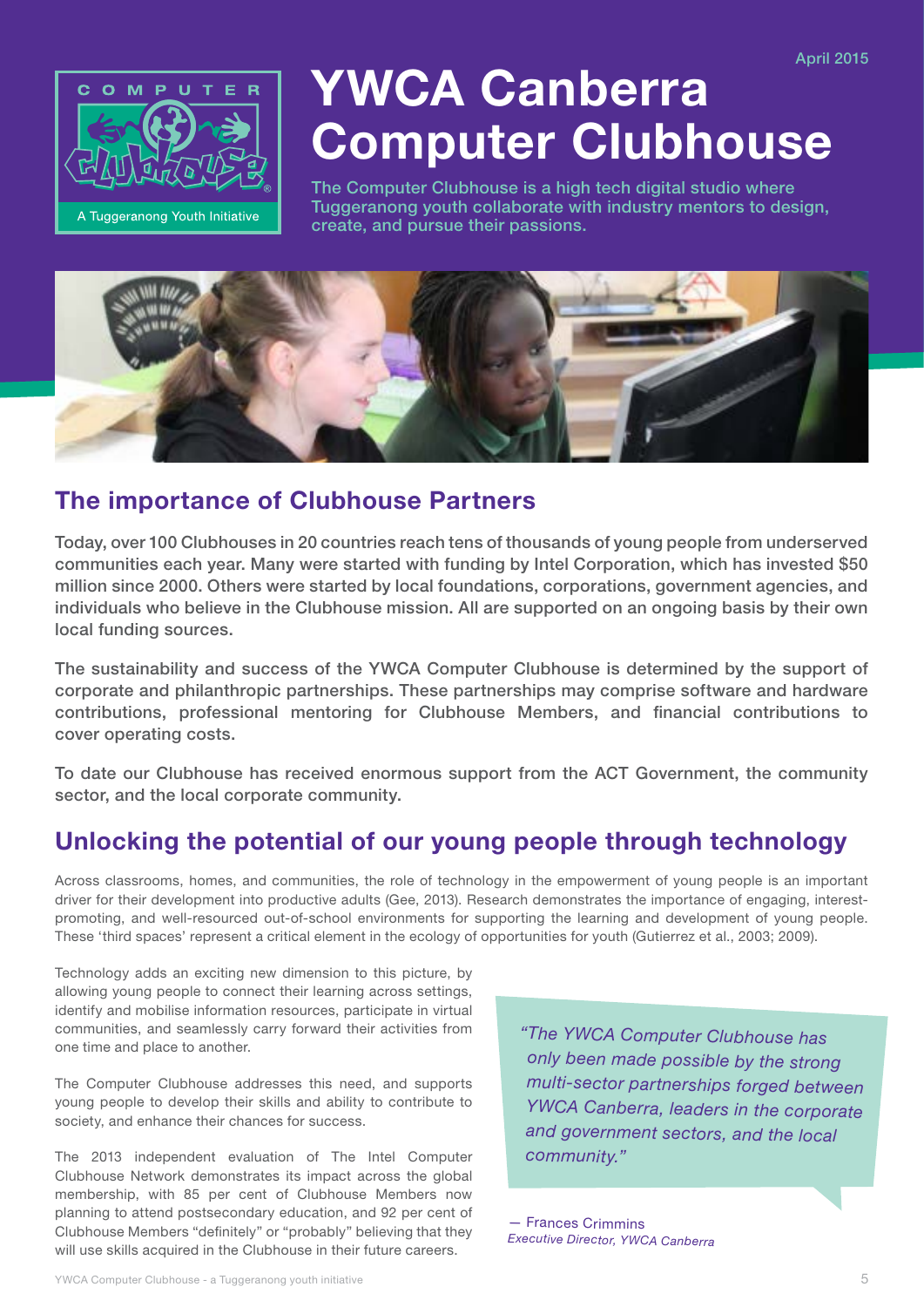April 2015

# YWCA Canberra Computer Clubhouse

The Computer Clubhouse is a high tech digital studio where Tuggeranong youth collaborate with industry mentors to design, create, and pursue their passions.

## The importance of Clubhouse Partners

Today, over 100 Clubhouses in 20 countries reach tens of thousands of young people from underserved communities each year. Many were started with funding by Intel Corporation, which has invested $50 million since 2000. Others were started by local foundations, corporations, government agencies, and individuals who believe in the Clubhouse mission. All are supported on an ongoing basis by their own local funding sources.

The sustainability and success of the YWCA Computer Clubhouse is determined by the support of corporate and philanthropic partnerships. These partnerships may comprise software and hardware contributions, professional mentoring for Clubhouse Members, and financial contributions to cover operating costs.

To date our Clubhouse has received enormous support from the ACT Government, the community sector, and the local corporate community.

## Unlocking the potential of our young people through technology

Across classrooms, homes, and communities, the role of technology in the empowerment of young people is an important driver for their development into productive adults (Gee, 2013). Research demonstrates the importance of engaging, interest-promoting, and well-resourced out-of-school environments for supporting the learning and development of young people. These 'third spaces' represent a critical element in the ecology of opportunities for youth (Gutierrez et al., 2003; 2009).

Technology adds an exciting new dimension to this picture, by allowing young people to connect their learning across settings, identify and mobilise information resources, participate in virtual communities, and seamlessly carry forward their activities from one time and place to another.

The Computer Clubhouse addresses this need, and supports young people to develop their skills and ability to contribute to society, and enhance their chances for success.

The 2013 independent evaluation of The Intel Computer Clubhouse Network demonstrates its impact across the global membership, with 85 per cent of Clubhouse Members now planning to attend postsecondary education, and 92 per cent of Clubhouse Members "definitely" or "probably" believing that they will use skills acquired in the Clubhouse in their future careers.

> *"The YWCA Computer Clubhouse has only been made possible by the strong multi-sector partnerships forged between YWCA Canberra, leaders in the corporate and government sectors, and the local community."*
>
> — Frances Crimmins
> *Executive Director, YWCA Canberra*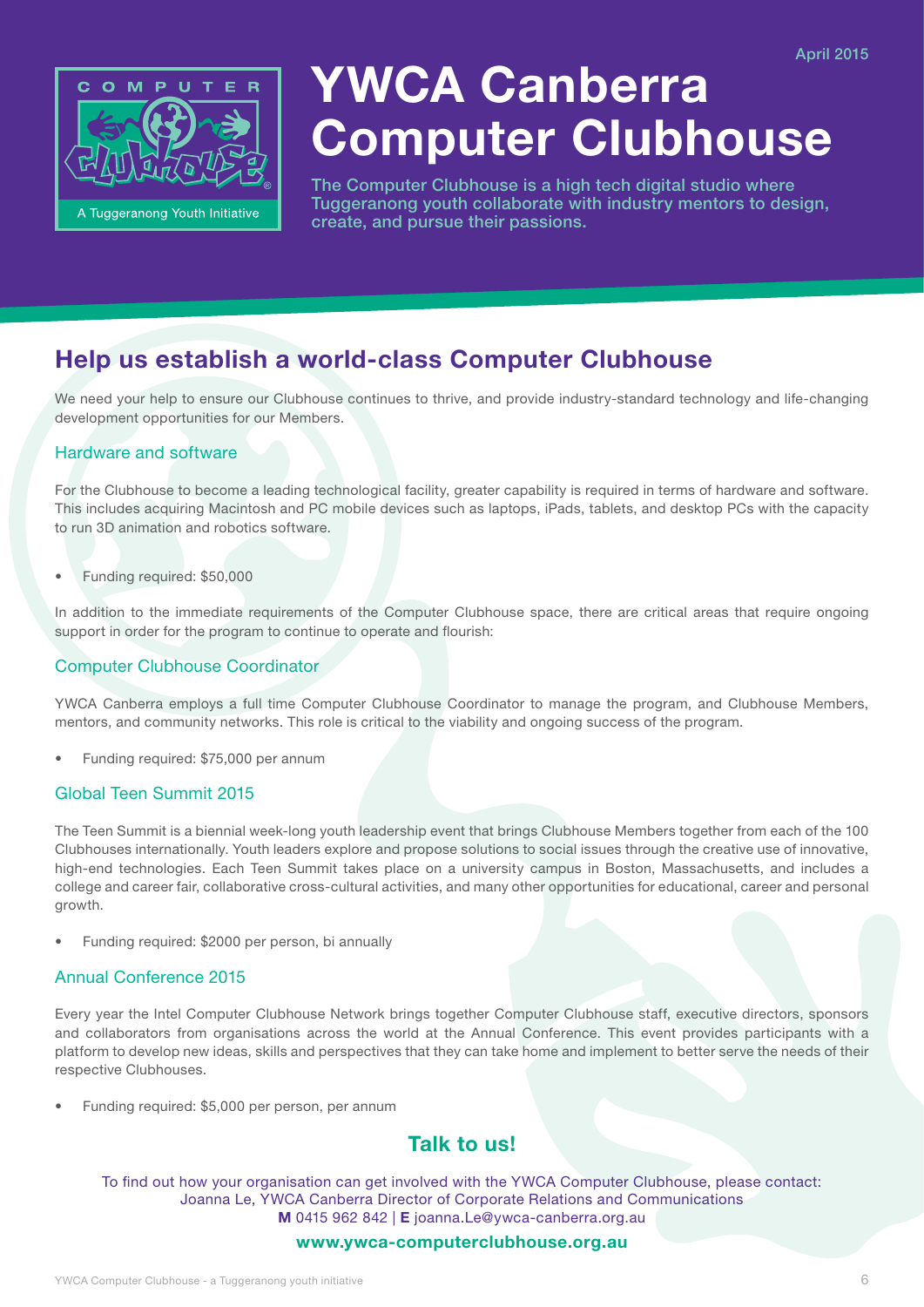April 2015

COMPUTER Clubhouse

A Tuggeranong Youth Initiative

# YWCA Canberra Computer Clubhouse

The Computer Clubhouse is a high tech digital studio where Tuggeranong youth collaborate with industry mentors to design, create, and pursue their passions.

## Help us establish a world-class Computer Clubhouse

We need your help to ensure our Clubhouse continues to thrive, and provide industry-standard technology and life-changing development opportunities for our Members.

### Hardware and software

For the Clubhouse to become a leading technological facility, greater capability is required in terms of hardware and software. This includes acquiring Macintosh and PC mobile devices such as laptops, iPads, tablets, and desktop PCs with the capacity to run 3D animation and robotics software.

- Funding required: $50,000

In addition to the immediate requirements of the Computer Clubhouse space, there are critical areas that require ongoing support in order for the program to continue to operate and flourish:

### Computer Clubhouse Coordinator

YWCA Canberra employs a full time Computer Clubhouse Coordinator to manage the program, and Clubhouse Members, mentors, and community networks. This role is critical to the viability and ongoing success of the program.

- Funding required: $75,000 per annum

### Global Teen Summit 2015

The Teen Summit is a biennial week-long youth leadership event that brings Clubhouse Members together from each of the 100 Clubhouses internationally. Youth leaders explore and propose solutions to social issues through the creative use of innovative, high-end technologies. Each Teen Summit takes place on a university campus in Boston, Massachusetts, and includes a college and career fair, collaborative cross-cultural activities, and many other opportunities for educational, career and personal growth.

- Funding required: $2000 per person, bi annually

### Annual Conference 2015

Every year the Intel Computer Clubhouse Network brings together Computer Clubhouse staff, executive directors, sponsors and collaborators from organisations across the world at the Annual Conference. This event provides participants with a platform to develop new ideas, skills and perspectives that they can take home and implement to better serve the needs of their respective Clubhouses.

- Funding required: $5,000 per person, per annum

## Talk to us!

To find out how your organisation can get involved with the YWCA Computer Clubhouse, please contact:
Joanna Le, YWCA Canberra Director of Corporate Relations and Communications
**M** 0415 962 842 | **E** joanna.Le@ywca-canberra.org.au

**www.ywca-computerclubhouse.org.au**